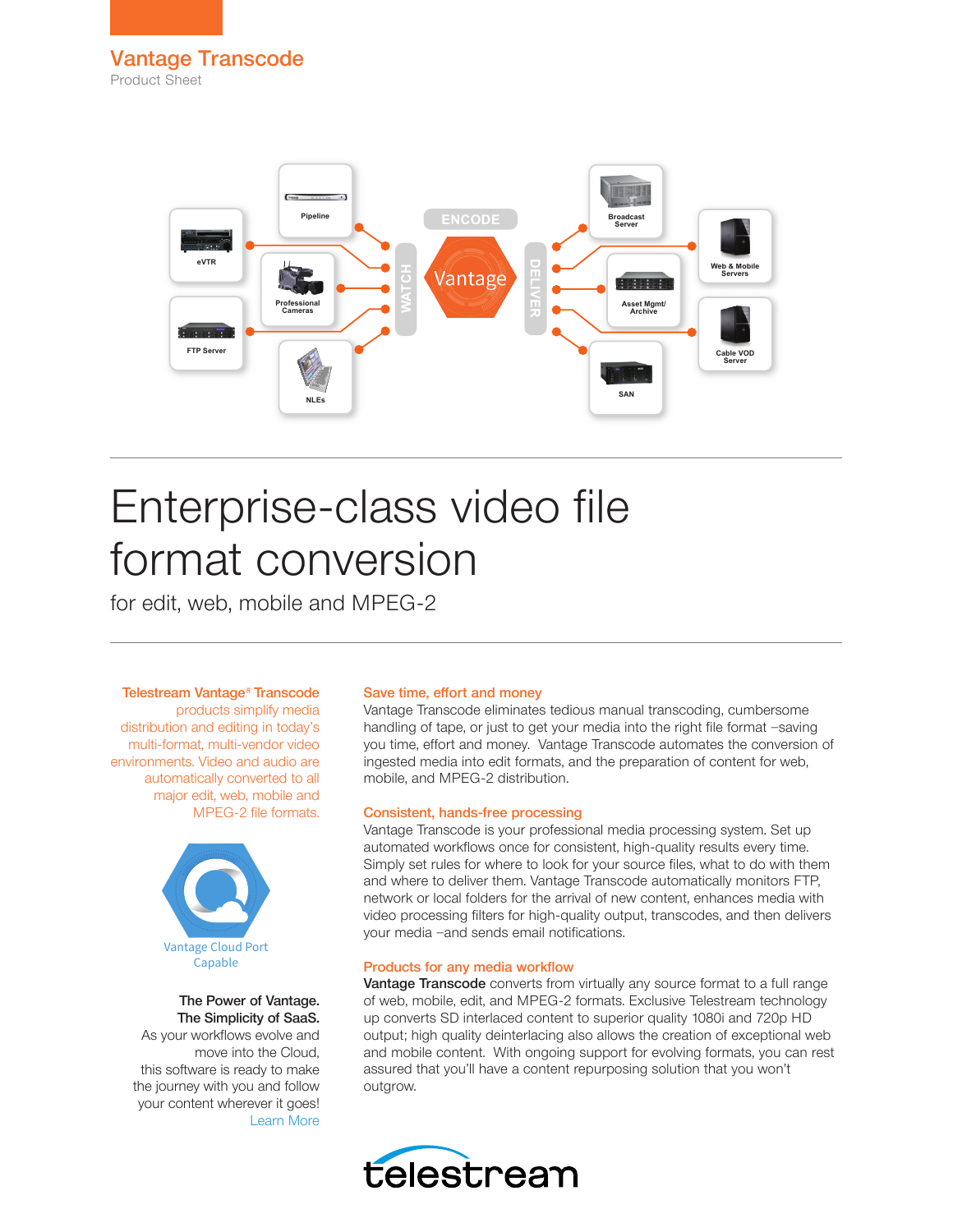# Vantage Transcode

Product Sheet

# Enterprise-class video file format conversion

for edit, web, mobile and MPEG-2

Telestream Vantage® Transcode products simplify media distribution and editing in today's multi-format, multi-vendor video environments. Video and audio are automatically converted to all major edit, web, mobile and MPEG-2 file formats.

Vantage Cloud Port Capable

**The Power of Vantage. The Simplicity of SaaS.**

As your workflows evolve and move into the Cloud, this software is ready to make the journey with you and follow your content wherever it goes!

Learn More

## Save time, effort and money

Vantage Transcode eliminates tedious manual transcoding, cumbersome handling of tape, or just to get your media into the right file format –saving you time, effort and money. Vantage Transcode automates the conversion of ingested media into edit formats, and the preparation of content for web, mobile, and MPEG-2 distribution.

## Consistent, hands-free processing

Vantage Transcode is your professional media processing system. Set up automated workflows once for consistent, high-quality results every time. Simply set rules for where to look for your source files, what to do with them and where to deliver them. Vantage Transcode automatically monitors FTP, network or local folders for the arrival of new content, enhances media with video processing filters for high-quality output, transcodes, and then delivers your media –and sends email notifications.

## Products for any media workflow

**Vantage Transcode** converts from virtually any source format to a full range of web, mobile, edit, and MPEG-2 formats. Exclusive Telestream technology up converts SD interlaced content to superior quality 1080i and 720p HD output; high quality deinterlacing also allows the creation of exceptional web and mobile content. With ongoing support for evolving formats, you can rest assured that you'll have a content repurposing solution that you won't outgrow.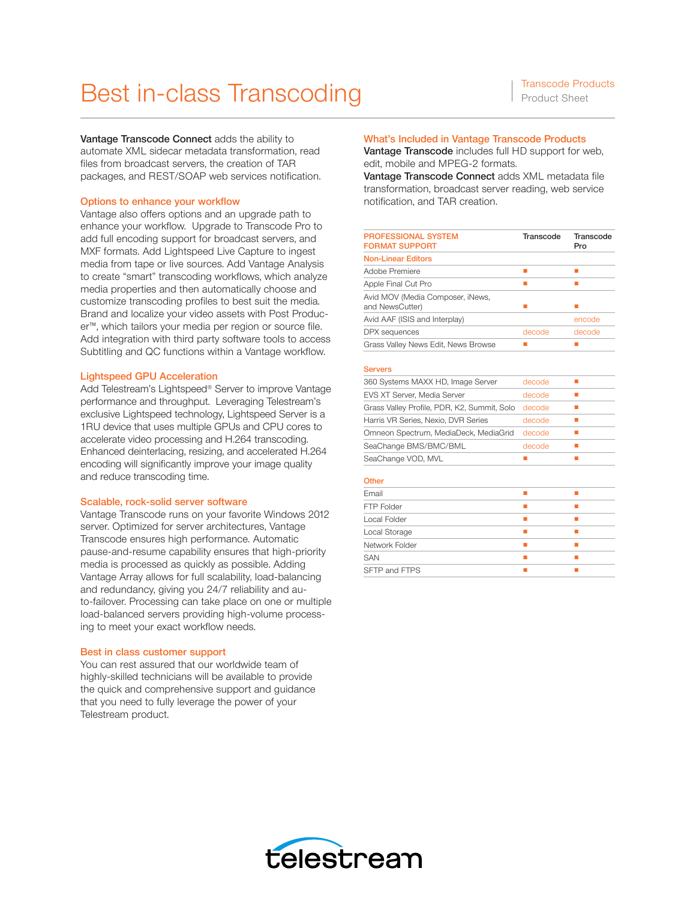# Best in-class Transcoding

Transcode Products
Product Sheet

**Vantage Transcode Connect** adds the ability to automate XML sidecar metadata transformation, read files from broadcast servers, the creation of TAR packages, and REST/SOAP web services notification.

## Options to enhance your workflow

Vantage also offers options and an upgrade path to enhance your workflow. Upgrade to Transcode Pro to add full encoding support for broadcast servers, and MXF formats. Add Lightspeed Live Capture to ingest media from tape or live sources. Add Vantage Analysis to create "smart" transcoding workflows, which analyze media properties and then automatically choose and customize transcoding profiles to best suit the media. Brand and localize your video assets with Post Producer™, which tailors your media per region or source file. Add integration with third party software tools to access Subtitling and QC functions within a Vantage workflow.

## Lightspeed GPU Acceleration

Add Telestream's Lightspeed® Server to improve Vantage performance and throughput. Leveraging Telestream's exclusive Lightspeed technology, Lightspeed Server is a 1RU device that uses multiple GPUs and CPU cores to accelerate video processing and H.264 transcoding. Enhanced deinterlacing, resizing, and accelerated H.264 encoding will significantly improve your image quality and reduce transcoding time.

## Scalable, rock-solid server software

Vantage Transcode runs on your favorite Windows 2012 server. Optimized for server architectures, Vantage Transcode ensures high performance. Automatic pause-and-resume capability ensures that high-priority media is processed as quickly as possible. Adding Vantage Array allows for full scalability, load-balancing and redundancy, giving you 24/7 reliability and auto-failover. Processing can take place on one or multiple load-balanced servers providing high-volume processing to meet your exact workflow needs.

## Best in class customer support

You can rest assured that our worldwide team of highly-skilled technicians will be available to provide the quick and comprehensive support and guidance that you need to fully leverage the power of your Telestream product.

## What's Included in Vantage Transcode Products

**Vantage Transcode** includes full HD support for web, edit, mobile and MPEG-2 formats.
**Vantage Transcode Connect** adds XML metadata file transformation, broadcast server reading, web service notification, and TAR creation.

| PROFESSIONAL SYSTEM FORMAT SUPPORT | Transcode | Transcode Pro |
|---|---|---|
| **Non-Linear Editors** | | |
| Adobe Premiere | ■ | ■ |
| Apple Final Cut Pro | ■ | ■ |
| Avid MOV (Media Composer, iNews, and NewsCutter) | ■ | ■ |
| Avid AAF (ISIS and Interplay) | | encode |
| DPX sequences | decode | decode |
| Grass Valley News Edit, News Browse | ■ | ■ |
| **Servers** | | |
| 360 Systems MAXX HD, Image Server | decode | ■ |
| EVS XT Server, Media Server | decode | ■ |
| Grass Valley Profile, PDR, K2, Summit, Solo | decode | ■ |
| Harris VR Series, Nexio, DVR Series | decode | ■ |
| Omneon Spectrum, MediaDeck, MediaGrid | decode | ■ |
| SeaChange BMS/BMC/BML | decode | ■ |
| SeaChange VOD, MVL | ■ | ■ |
| **Other** | | |
| Email | ■ | ■ |
| FTP Folder | ■ | ■ |
| Local Folder | ■ | ■ |
| Local Storage | ■ | ■ |
| Network Folder | ■ | ■ |
| SAN | ■ | ■ |
| SFTP and FTPS | ■ | ■ |

telestream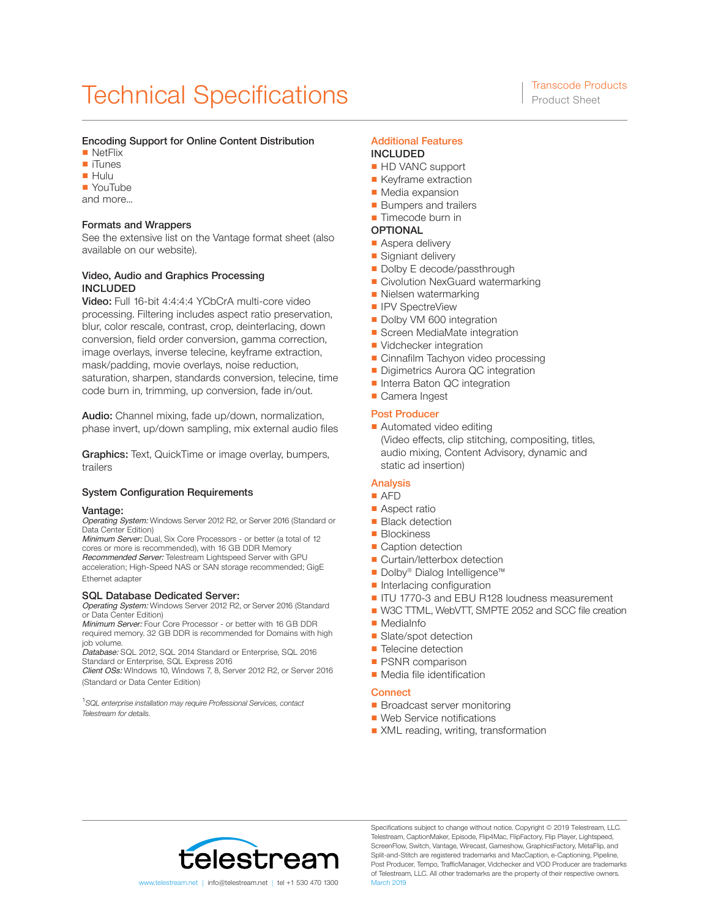# Technical Specifications

Transcode Products
Product Sheet

### Encoding Support for Online Content Distribution

- NetFlix
- iTunes
- Hulu
- YouTube

and more...

### Formats and Wrappers

See the extensive list on the Vantage format sheet (also available on our website).

### Video, Audio and Graphics Processing

**INCLUDED**

**Video:** Full 16-bit 4:4:4:4 YCbCrA multi-core video processing. Filtering includes aspect ratio preservation, blur, color rescale, contrast, crop, deinterlacing, down conversion, field order conversion, gamma correction, image overlays, inverse telecine, keyframe extraction, mask/padding, movie overlays, noise reduction, saturation, sharpen, standards conversion, telecine, time code burn in, trimming, up conversion, fade in/out.

**Audio:** Channel mixing, fade up/down, normalization, phase invert, up/down sampling, mix external audio files

**Graphics:** Text, QuickTime or image overlay, bumpers, trailers

### System Configuration Requirements

**Vantage:**

*Operating System:* Windows Server 2012 R2, or Server 2016 (Standard or Data Center Edition)
*Minimum Server:* Dual, Six Core Processors - or better (a total of 12 cores or more is recommended), with 16 GB DDR Memory
*Recommended Server:* Telestream Lightspeed Server with GPU acceleration; High-Speed NAS or SAN storage recommended; GigE Ethernet adapter

**SQL Database Dedicated Server:**

*Operating System:* Windows Server 2012 R2, or Server 2016 (Standard or Data Center Edition)
*Minimum Server:* Four Core Processor - or better with 16 GB DDR required memory. 32 GB DDR is recommended for Domains with high job volume.
*Database:* SQL 2012, SQL 2014 Standard or Enterprise, SQL 2016 Standard or Enterprise, SQL Express 2016
*Client OSs:* WIndows 10, Windows 7, 8, Server 2012 R2, or Server 2016 (Standard or Data Center Edition)

[1] *SQL enterprise installation may require Professional Services, contact Telestream for details.*

### Additional Features

**INCLUDED**

- HD VANC support
- Keyframe extraction
- Media expansion
- Bumpers and trailers
- Timecode burn in

**OPTIONAL**

- Aspera delivery
- Signiant delivery
- Dolby E decode/passthrough
- Civolution NexGuard watermarking
- Nielsen watermarking
- IPV SpectreView
- Dolby VM 600 integration
- Screen MediaMate integration
- Vidchecker integration
- Cinnafilm Tachyon video processing
- Digimetrics Aurora QC integration
- Interra Baton QC integration
- Camera Ingest

### Post Producer

- Automated video editing
  (Video effects, clip stitching, compositing, titles, audio mixing, Content Advisory, dynamic and static ad insertion)

### Analysis

- AFD
- Aspect ratio
- Black detection
- Blockiness
- Caption detection
- Curtain/letterbox detection
- Dolby® Dialog Intelligence™
- Interlacing configuration
- ITU 1770-3 and EBU R128 loudness measurement
- W3C TTML, WebVTT, SMPTE 2052 and SCC file creation
- MediaInfo
- Slate/spot detection
- Telecine detection
- PSNR comparison
- Media file identification

### Connect

- Broadcast server monitoring
- Web Service notifications
- XML reading, writing, transformation

telestream

www.telestream.net | info@telestream.net | tel +1 530 470 1300

Specifications subject to change without notice. Copyright © 2019 Telestream, LLC. Telestream, CaptionMaker, Episode, Flip4Mac, FlipFactory, Flip Player, Lightspeed, ScreenFlow, Switch, Vantage, Wirecast, Gameshow, GraphicsFactory, MetaFlip, and Split-and-Stitch are registered trademarks and MacCaption, e-Captioning, Pipeline, Post Producer, Tempo, TrafficManager, Vidchecker and VOD Producer are trademarks of Telestream, LLC. All other trademarks are the property of their respective owners.
March 2019